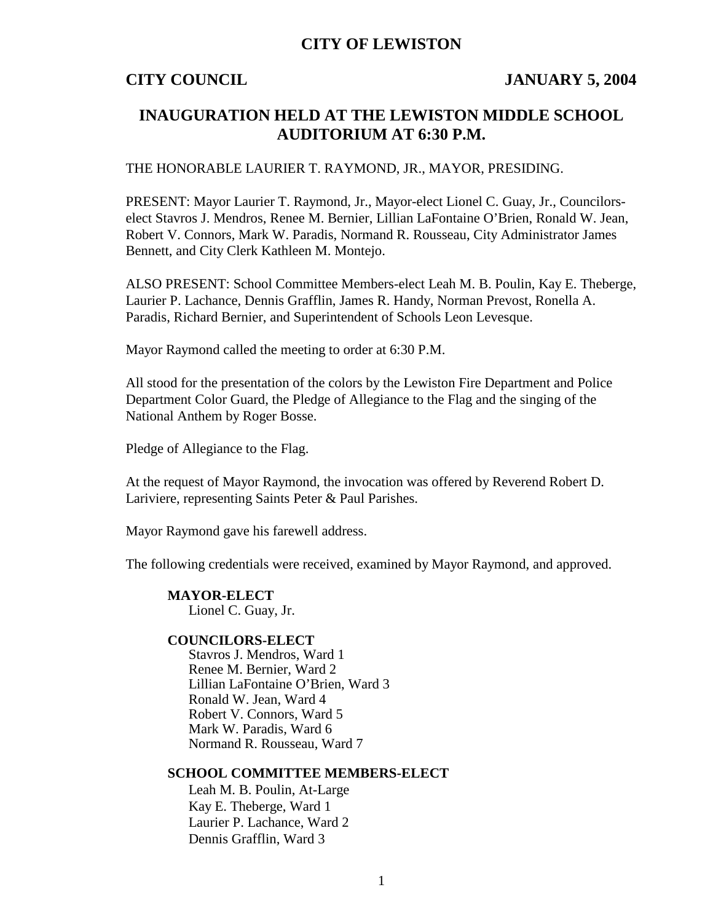# CITY OF LEWISTON

**CITY COUNCIL** **JANUARY 5, 2004**

## INAUGURATION HELD AT THE LEWISTON MIDDLE SCHOOL AUDITORIUM AT 6:30 P.M.

THE HONORABLE LAURIER T. RAYMOND, JR., MAYOR, PRESIDING.

PRESENT: Mayor Laurier T. Raymond, Jr., Mayor-elect Lionel C. Guay, Jr., Councilors-elect Stavros J. Mendros, Renee M. Bernier, Lillian LaFontaine O'Brien, Ronald W. Jean, Robert V. Connors, Mark W. Paradis, Normand R. Rousseau, City Administrator James Bennett, and City Clerk Kathleen M. Montejo.

ALSO PRESENT: School Committee Members-elect Leah M. B. Poulin, Kay E. Theberge, Laurier P. Lachance, Dennis Grafflin, James R. Handy, Norman Prevost, Ronella A. Paradis, Richard Bernier, and Superintendent of Schools Leon Levesque.

Mayor Raymond called the meeting to order at 6:30 P.M.

All stood for the presentation of the colors by the Lewiston Fire Department and Police Department Color Guard, the Pledge of Allegiance to the Flag and the singing of the National Anthem by Roger Bosse.

Pledge of Allegiance to the Flag.

At the request of Mayor Raymond, the invocation was offered by Reverend Robert D. Lariviere, representing Saints Peter & Paul Parishes.

Mayor Raymond gave his farewell address.

The following credentials were received, examined by Mayor Raymond, and approved.

**MAYOR-ELECT**
Lionel C. Guay, Jr.

**COUNCILORS-ELECT**
Stavros J. Mendros, Ward 1
Renee M. Bernier, Ward 2
Lillian LaFontaine O'Brien, Ward 3
Ronald W. Jean, Ward 4
Robert V. Connors, Ward 5
Mark W. Paradis, Ward 6
Normand R. Rousseau, Ward 7

**SCHOOL COMMITTEE MEMBERS-ELECT**
Leah M. B. Poulin, At-Large
Kay E. Theberge, Ward 1
Laurier P. Lachance, Ward 2
Dennis Grafflin, Ward 3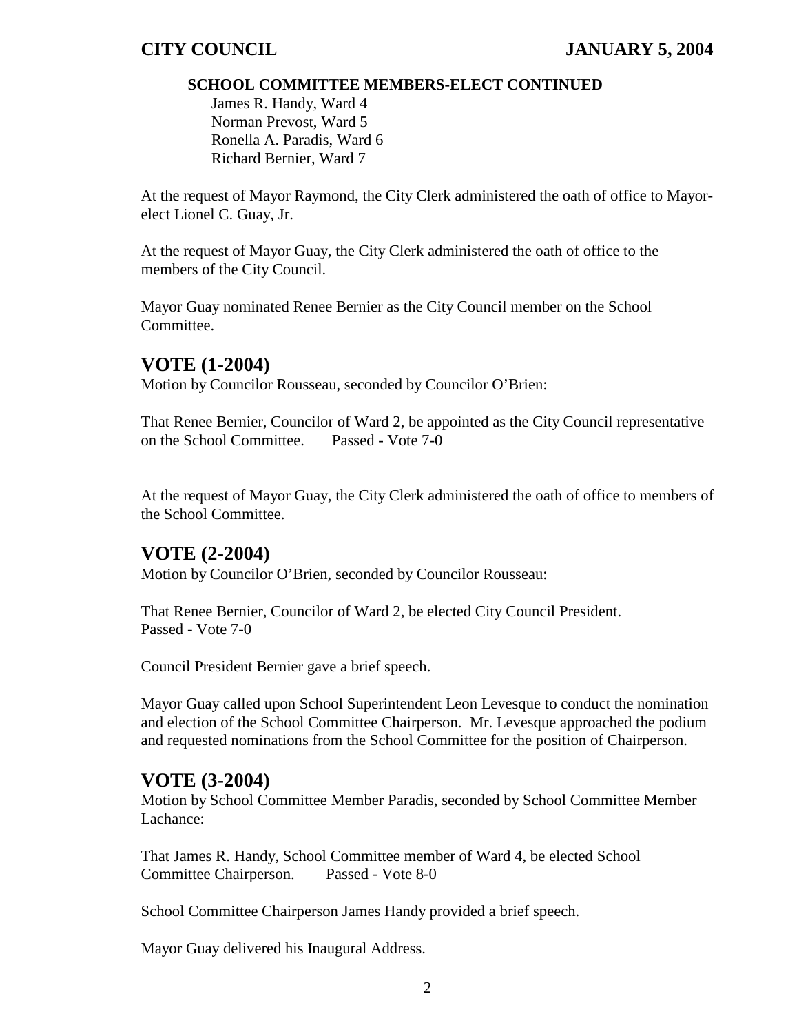**SCHOOL COMMITTEE MEMBERS-ELECT CONTINUED**

James R. Handy, Ward 4
Norman Prevost, Ward 5
Ronella A. Paradis, Ward 6
Richard Bernier, Ward 7

At the request of Mayor Raymond, the City Clerk administered the oath of office to Mayor-elect Lionel C. Guay, Jr.

At the request of Mayor Guay, the City Clerk administered the oath of office to the members of the City Council.

Mayor Guay nominated Renee Bernier as the City Council member on the School Committee.

## VOTE (1-2004)

Motion by Councilor Rousseau, seconded by Councilor O'Brien:

That Renee Bernier, Councilor of Ward 2, be appointed as the City Council representative on the School Committee. Passed - Vote 7-0

At the request of Mayor Guay, the City Clerk administered the oath of office to members of the School Committee.

## VOTE (2-2004)

Motion by Councilor O'Brien, seconded by Councilor Rousseau:

That Renee Bernier, Councilor of Ward 2, be elected City Council President.
Passed - Vote 7-0

Council President Bernier gave a brief speech.

Mayor Guay called upon School Superintendent Leon Levesque to conduct the nomination and election of the School Committee Chairperson. Mr. Levesque approached the podium and requested nominations from the School Committee for the position of Chairperson.

## VOTE (3-2004)

Motion by School Committee Member Paradis, seconded by School Committee Member Lachance:

That James R. Handy, School Committee member of Ward 4, be elected School Committee Chairperson. Passed - Vote 8-0

School Committee Chairperson James Handy provided a brief speech.

Mayor Guay delivered his Inaugural Address.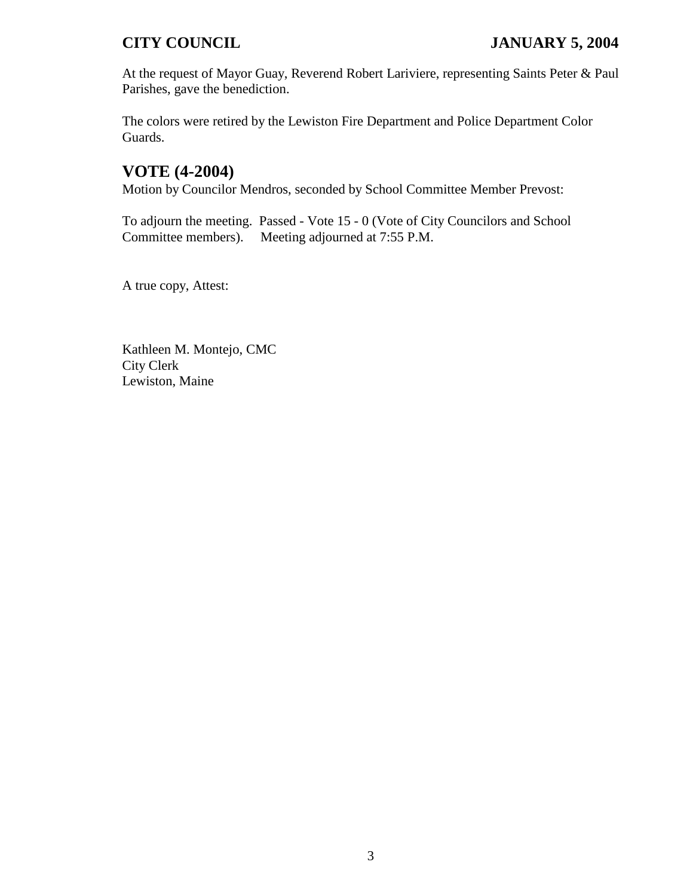At the request of Mayor Guay, Reverend Robert Lariviere, representing Saints Peter & Paul Parishes, gave the benediction.

The colors were retired by the Lewiston Fire Department and Police Department Color Guards.

## VOTE (4-2004)

Motion by Councilor Mendros, seconded by School Committee Member Prevost:

To adjourn the meeting. Passed - Vote 15 - 0 (Vote of City Councilors and School Committee members). Meeting adjourned at 7:55 P.M.

A true copy, Attest:

Kathleen M. Montejo, CMC
City Clerk
Lewiston, Maine